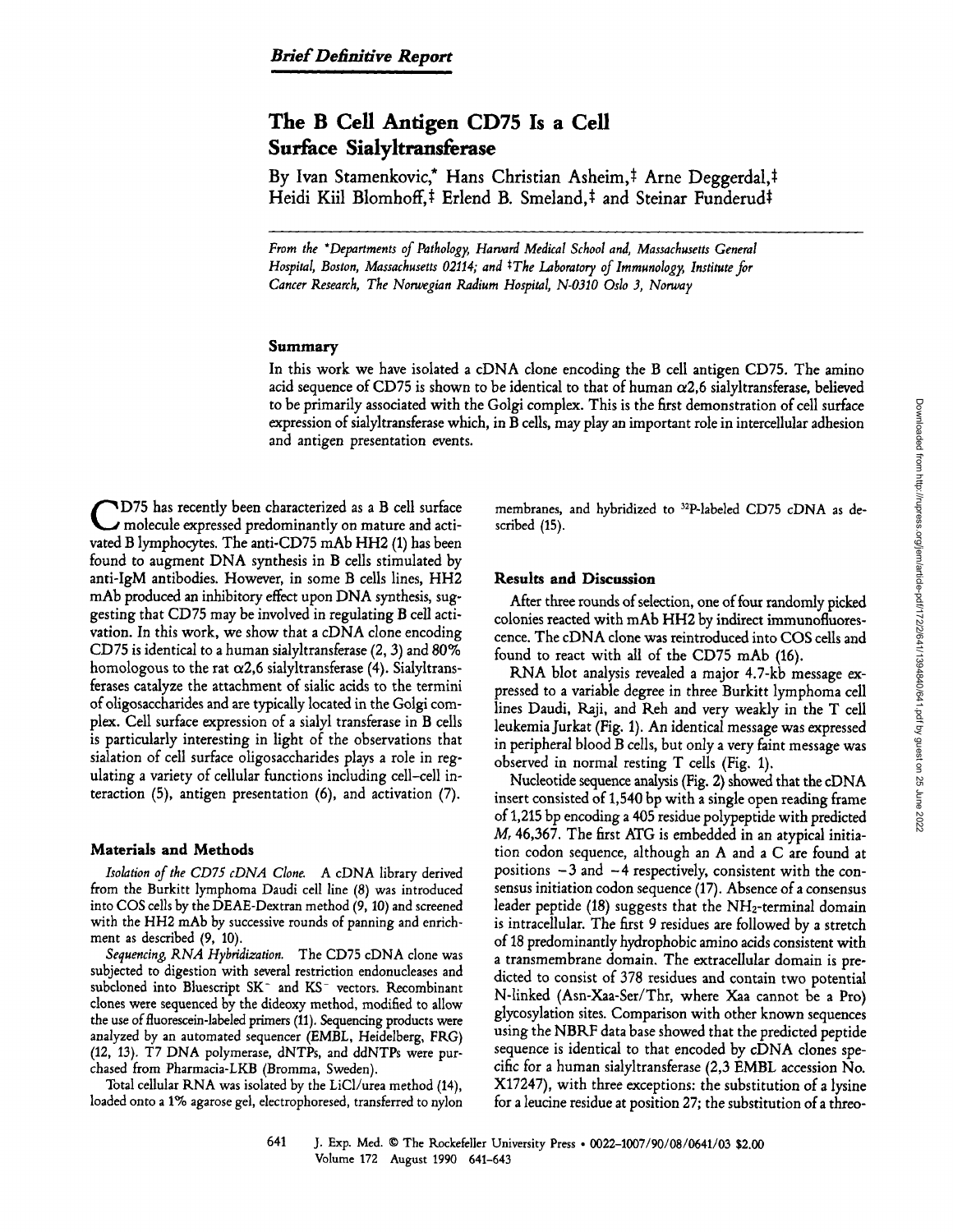*Brief Definitive Report*

# The B Cell Antigen CD75 Is a Cell Surface Sialyltransferase

By Ivan Stamenkovic,* Hans Christian Asheim,‡ Arne Deggerdal,‡ Heidi Kiil Blomhoff,‡ Erlend B. Smeland,‡ and Steinar Funderud‡

*From the \*Departments of Pathology, Harvard Medical School and, Massachusetts General Hospital, Boston, Massachusetts 02114; and ‡The Laboratory of Immunology, Institute for Cancer Research, The Norwegian Radium Hospital, N-0310 Oslo 3, Norway*

## Summary

In this work we have isolated a cDNA clone encoding the B cell antigen CD75. The amino acid sequence of CD75 is shown to be identical to that of human α2,6 sialyltransferase, believed to be primarily associated with the Golgi complex. This is the first demonstration of cell surface expression of sialyltransferase which, in B cells, may play an important role in intercellular adhesion and antigen presentation events.

CD75 has recently been characterized as a B cell surface molecule expressed predominantly on mature and activated B lymphocytes. The anti-CD75 mAb HH2 (1) has been found to augment DNA synthesis in B cells stimulated by anti-IgM antibodies. However, in some B cells lines, HH2 mAb produced an inhibitory effect upon DNA synthesis, suggesting that CD75 may be involved in regulating B cell activation. In this work, we show that a cDNA clone encoding CD75 is identical to a human sialyltransferase (2, 3) and 80% homologous to the rat α2,6 sialyltransferase (4). Sialyltransferases catalyze the attachment of sialic acids to the termini of oligosaccharides and are typically located in the Golgi complex. Cell surface expression of a sialyl transferase in B cells is particularly interesting in light of the observations that sialation of cell surface oligosaccharides plays a role in regulating a variety of cellular functions including cell–cell interaction (5), antigen presentation (6), and activation (7).

## Materials and Methods

*Isolation of the CD75 cDNA Clone.* A cDNA library derived from the Burkitt lymphoma Daudi cell line (8) was introduced into COS cells by the DEAE-Dextran method (9, 10) and screened with the HH2 mAb by successive rounds of panning and enrichment as described (9, 10).

*Sequencing, RNA Hybridization.* The CD75 cDNA clone was subjected to digestion with several restriction endonucleases and subcloned into Bluescript SK⁻ and KS⁻ vectors. Recombinant clones were sequenced by the dideoxy method, modified to allow the use of fluorescein-labeled primers (11). Sequencing products were analyzed by an automated sequencer (EMBL, Heidelberg, FRG) (12, 13). T7 DNA polymerase, dNTPs, and ddNTPs were purchased from Pharmacia-LKB (Bromma, Sweden).

Total cellular RNA was isolated by the LiCl/urea method (14), loaded onto a 1% agarose gel, electrophoresed, transferred to nylon membranes, and hybridized to $^{32}P$-labeled CD75 cDNA as described (15).

## Results and Discussion

After three rounds of selection, one of four randomly picked colonies reacted with mAb HH2 by indirect immunofluorescence. The cDNA clone was reintroduced into COS cells and found to react with all of the CD75 mAb (16).

RNA blot analysis revealed a major 4.7-kb message expressed to a variable degree in three Burkitt lymphoma cell lines Daudi, Raji, and Reh and very weakly in the T cell leukemia Jurkat (Fig. 1). An identical message was expressed in peripheral blood B cells, but only a very faint message was observed in normal resting T cells (Fig. 1).

Nucleotide sequence analysis (Fig. 2) showed that the cDNA insert consisted of 1,540 bp with a single open reading frame of 1,215 bp encoding a 405 residue polypeptide with predicted $M_r$ 46,367. The first ATG is embedded in an atypical initiation codon sequence, although an A and a C are found at positions −3 and −4 respectively, consistent with the consensus initiation codon sequence (17). Absence of a consensus leader peptide (18) suggests that the $NH_2$-terminal domain is intracellular. The first 9 residues are followed by a stretch of 18 predominantly hydrophobic amino acids consistent with a transmembrane domain. The extracellular domain is predicted to consist of 378 residues and contain two potential N-linked (Asn-Xaa-Ser/Thr, where Xaa cannot be a Pro) glycosylation sites. Comparison with other known sequences using the NBRF data base showed that the predicted peptide sequence is identical to that encoded by cDNA clones specific for a human sialyltransferase (2,3 EMBL accession No. X17247), with three exceptions: the substitution of a lysine for a leucine residue at position 27; the substitution of a threo-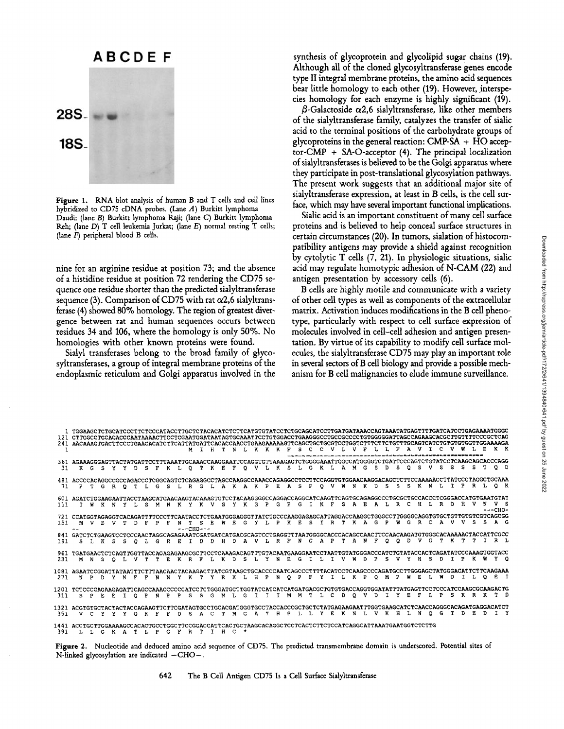Figure 1. RNA blot analysis of human B and T cells and cell lines hybridized to CD75 cDNA probes. (Lane A) Burkitt lymphoma Daudi; (lane B) Burkitt lymphoma Raji; (lane C) Burkitt lymphoma Reh; (lane D) T cell leukemia Jurkat; (lane E) normal resting T cells; (lane F) peripheral blood B cells.

nine for an arginine residue at position 73; and the absence of a histidine residue at position 72 rendering the CD75 sequence one residue shorter than the predicted sialyltransferase sequence (3). Comparison of CD75 with rat α2,6 sialyltransferase (4) showed 80% homology. The region of greatest divergence between rat and human sequences occurs between residues 34 and 106, where the homology is only 50%. No homologies with other known proteins were found.

Sialyl transferases belong to the broad family of glycosyltransferases, a group of integral membrane proteins of the endoplasmic reticulum and Golgi apparatus involved in the synthesis of glycoprotein and glycolipid sugar chains (19). Although all of the cloned glycosyltransferase genes encode type II integral membrane proteins, the amino acid sequences bear little homology to each other (19). However, interspecies homology for each enzyme is highly significant (19).

β-Galactoside α2,6 sialyltransferase, like other members of the sialyltransferase family, catalyzes the transfer of sialic acid to the terminal positions of the carbohydrate groups of glycoproteins in the general reaction: CMP-SA + HO acceptor-CMP + SA-O-acceptor (4). The principal localization of sialyltransferases is believed to be the Golgi apparatus where they participate in post-translational glycosylation pathways. The present work suggests that an additional major site of sialyltransferase expression, at least in B cells, is the cell surface, which may have several important functional implications.

Sialic acid is an important constituent of many cell surface proteins and is believed to help conceal surface structures in certain circumstances (20). In tumors, sialation of histocompatibility antigens may provide a shield against recognition by cytolytic T cells (7, 21). In physiologic situations, sialic acid may regulate homotypic adhesion of N-CAM (22) and antigen presentation by accessory cells (6).

B cells are highly motile and communicate with a variety of other cell types as well as components of the extracellular matrix. Activation induces modifications in the B cell phenotype, particularly with respect to cell surface expression of molecules involved in cell–cell adhesion and antigen presentation. By virtue of its capability to modify cell surface molecules, the sialyltransferase CD75 may play an important role in several sectors of B cell biology and provide a possible mechanism for B cell malignancies to elude immune surveillance.

```
   1 TGGAAGCTCTGCATCCCTTCTCCCATACCTTGCTCTACACATCTCTTCATGTGTATCCTCTGCAGCATCCTTGATGATAAACCAGTAAATATGAGTTTTGATCATCCTGAGAAAATGGGC
 121 CTTGGCCTGCAGACCCAATAAAACTTCCTCGAATGGATAATAGTGCAAATTCCTGTGGACCTGAAGGGCCTGCCGCCCCTGTGGGGGATTAGCCAGAAGCACGCTTGTTTTCCCGCTCAG
 241 AACAAAGTGACTTCCCTGAACACATCTTCATTATGATTCACACCAACCTGAAGAAAAAGTTCAGCTGCTGCGTCCTGGTCTTTCTTCTGTTTGCAGTCATCTGTGTGTGGTTGGAAAAGA
   1                                   M  I  H  T  N  L  K  K  K  F  S  C  C  V  L  V  F  L  L  F  A  V  I  C  V  W  L  E  K  K

 361 AGAAAGGGAGTTACTATGATTCCTTTAAATTGCAAACCAAGGAATTCCAGGTGTTAAAGAGTCTGGGGAAATTGGCCATGGGGTCTGATTCCCAGTCTGTATCCTCAAGCAGCACCCAGG
  31  K  G  S  Y  Y  D  S  F  K  L  Q  T  K  E  F  Q  V  L  K  S  L  G  K  L  A  M  G  S  D  S  Q  S  V  S  S  S  S  T  Q  D

 481 ACCCCACAGGCCGCCAGACCCTCGGCAGTCTCAGAGGCCTAGCCAAGGCCAAACCAGAGGCCTCCTTCCAGGTGTGGAACAAGGACAGCTCTTCCAAAAACCTTATCCCTAGGCTGCAAA
  71  P  T  G  R  Q  T  L  G  S  L  R  G  L  A  K  A  K  P  E  A  S  F  Q  V  W  N  K  D  S  S  S  K  N  L  I  P  R  L  Q  K

 601 AGATCTGGAAGAATTACCTAAGCATGAACAAGTACAAAGTGTCCTACAAGGGGCCAGGACCAGGCATCAAGTTCAGTGCAGAGGCCCTGCGCTGCCACCCTCGGGACCATGTGAATGTAT
 111  I  W  K  N  Y  L  S  M  N  K  Y  K  V  S  Y  K  G  P  G  P  G  I  K  F  S  A  E  A  L  R  C  H  L  R  D  H  V  N  V  S
                                                                                                                  ---CHO-
 721 CCATGGTAGAGGTCACAGATTTTCCCTTCAATACCTCTGAATGGGAGGGTTATCTGCCCAAGGAGAGCATTAGGACCAAGGCTGGGCCTTGGGGCAGGTGTGCTGTTGTGTCGTCAGCGG
 151  M  V  E  V  T  D  F  P  F  N  T  S  E  W  E  G  Y  L  P  K  E  S  I  R  T  K  A  G  P  W  G  R  C  A  V  V  S  S  A  G
     --                                ---CHO---
 841 GATCTCTGAAGTCCTCCCAACTAGGCAGAGAAATCGATGATCATGACGCAGTCCTGAGGTTTAATGGGGCACCCACAGCCAACTTCCAACAAGATGTGGGCACAAAAACTACCATTCGCC
 191  S  L  K  S  S  Q  L  G  R  E  I  D  D  H  D  A  V  L  R  F  N  G  A  P  T  A  N  F  Q  Q  D  V  G  T  K  T  T  I  R  L

 961 TGATGAACTCTCAGTTGGTTACCACAGAGAAGCGCTTCCTCAAAGACAGTTTGTACAATGAAGGAATCCTAATTGTATGGGACCCATCTGTATACCACTCAGATATCCCAAAGTGGTACC
 231  M  N  S  Q  L  V  T  T  E  K  R  F  L  K  D  S  L  Y  N  E  G  I  L  I  V  W  D  P  S  V  Y  H  S  D  I  P  K  W  Y  Q

1081 AGAATCCGGATTATAATTTCTTTAACAACTACAAGACTTATCGTAAGCTGCACCCCAATCAGCCCTTTTACATCCTCAAGCCCCAGATGCCTTGGGAGCTATGGGACATTCTTCAAGAAA
 271  N  P  D  Y  N  F  F  N  N  Y  K  T  Y  R  K  L  H  P  N  Q  P  F  Y  I  L  K  P  Q  M  P  W  E  L  W  D  I  L  Q  E  I

1201 TCTCCCCAGAAGAGATTCAGCCAAACCCCCCATCCTCTGGGATGCTTGGTATCATCATCATGATGACGCTGTGTGACCAGGTGGATATTTATGAGTTCCTCCCATCCAAGCGCAAGACTG
 311  S  P  E  E  I  Q  P  N  P  P  S  S  G  M  L  G  I  I  I  M  M  T  L  C  D  Q  V  D  I  Y  E  F  L  P  S  K  R  K  T  D

1321 ACGTGTGCTACTACTACCAGAAGTTCTTCGATAGTGCCTGCACGATGGGTGCCTACCACCCGCTGCTCTATGAGAAGAATTTGGTGAAGCATCTCAACCAGGGCACAGATGAGGACATCT
 351  V  C  Y  Y  Y  Q  K  F  F  D  S  A  C  T  M  G  A  Y  H  P  L  L  Y  E  K  N  L  V  K  H  L  N  Q  G  T  D  E  D  I  Y

1441 ACCTGCTTGGAAAAGCCACACTGCCTGGCTTCCGGACCATTCACTGCTAAGCACAGGCTCCTCACTCTTCTCCATCAGGCATTAAATGAATGGTCTCTTG
 391  L  L  G  K  A  T  L  P  G  F  R  T  I  H  C  *
```

Figure 2. Nucleotide and deduced amino acid sequence of CD75. The predicted transmembrane domain is underscored. Potential sites of N-linked glycosylation are indicated –CHO–.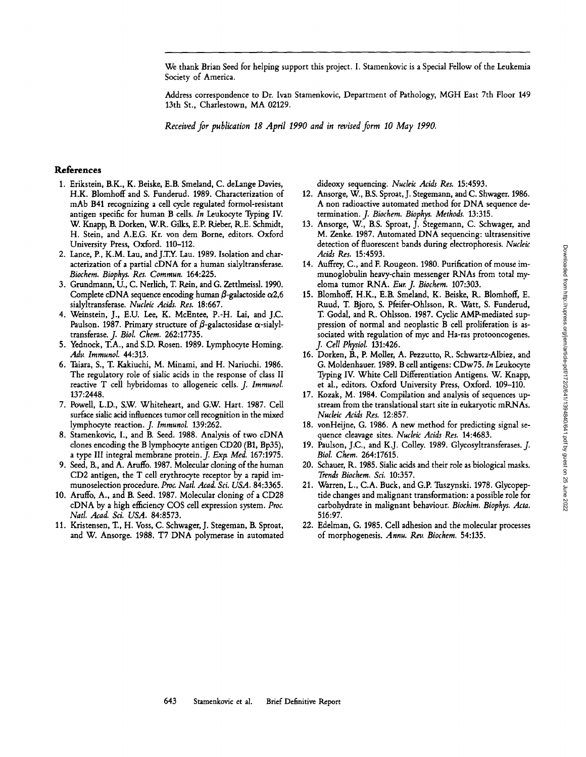We thank Brian Seed for helping support this project. I. Stamenkovic is a Special Fellow of the Leukemia Society of America.

Address correspondence to Dr. Ivan Stamenkovic, Department of Pathology, MGH East 7th Floor 149 13th St., Charlestown, MA 02129.

*Received for publication 18 April 1990 and in revised form 10 May 1990.*

## References

1. Erikstein, B.K., K. Beiske, E.B. Smeland, C. deLange Davies, H.K. Blomhoff and S. Funderud. 1989. Characterization of mAb B41 recognizing a cell cycle regulated formol-resistant antigen specific for human B cells. *In* Leukocyte Typing IV. W. Knapp, B. Dorken, W.R. Gilks, E.P. Rieber, R.E. Schmidt, H. Stein, and A.E.G. Kr. von dem Borne, editors. Oxford University Press, Oxford. 110–112.
2. Lance, P., K.M. Lau, and J.T.Y. Lau. 1989. Isolation and characterization of a partial cDNA for a human sialyltransferase. *Biochem. Biophys. Res. Commun.* 164:225.
3. Grundmann, U., C. Nerlich, T. Rein, and G. Zettlmeissl. 1990. Complete cDNA sequence encoding human $\beta$-galactoside $\alpha$2,6 sialyltransferase. *Nucleic Acids. Res.* 18:667.
4. Weinstein, J., E.U. Lee, K. McEntee, P.-H. Lai, and J.C. Paulson. 1987. Primary structure of $\beta$-galactosidase $\alpha$-sialyltransferase. *J. Biol. Chem.* 262:17735.
5. Yednock, T.A., and S.D. Rosen. 1989. Lymphocyte Homing. *Adv. Immunol.* 44:313.
6. Taiara, S., T. Kakiuchi, M. Minami, and H. Nariuchi. 1986. The regulatory role of sialic acids in the response of class II reactive T cell hybridomas to allogeneic cells. *J. Immunol.* 137:2448.
7. Powell, L.D., S.W. Whiteheart, and G.W. Hart. 1987. Cell surface sialic acid influences tumor cell recognition in the mixed lymphocyte reaction. *J. Immunol.* 139:262.
8. Stamenkovic, I., and B. Seed. 1988. Analysis of two cDNA clones encoding the B lymphocyte antigen CD20 (B1, Bp35), a type III integral membrane protein. *J. Exp. Med.* 167:1975.
9. Seed, B., and A. Aruffo. 1987. Molecular cloning of the human CD2 antigen, the T cell erythrocyte receptor by a rapid immunoselection procedure. *Proc. Natl. Acad. Sci. USA.* 84:3365.
10. Aruffo, A., and B. Seed. 1987. Molecular cloning of a CD28 cDNA by a high efficiency COS cell expression system. *Proc. Natl. Acad. Sci. USA.* 84:8573.
11. Kristensen, T., H. Voss, C. Schwager, J. Stegeman, B. Sproat, and W. Ansorge. 1988. T7 DNA polymerase in automated dideoxy sequencing. *Nucleic Acids Res.* 15:4593.
12. Ansorge, W., B.S. Sproat, J. Stegemann, and C. Shwager. 1986. A non radioactive automated method for DNA sequence determination. *J. Biochem. Biophys. Methods.* 13:315.
13. Ansorge, W., B.S. Sproat, J. Stegemann, C. Schwager, and M. Zenke. 1987. Automated DNA sequencing: ultrasensitive detection of fluorescent bands during electrophoresis. *Nucleic Acids Res.* 15:4593.
14. Auffrey, C., and F. Rougeon. 1980. Purification of mouse immunoglobulin heavy-chain messenger RNAs from total myeloma tumor RNA. *Eur. J. Biochem.* 107:303.
15. Blomhoff, H.K., E.B. Smeland, K. Beiske, R. Blomhoff, E. Ruud, T. Bjoro, S. Pfeifer-Ohlsson, R. Watt, S. Funderud, T. Godal, and R. Ohlsson. 1987. Cyclic AMP-mediated suppression of normal and neoplastic B cell proliferation is associated with regulation of myc and Ha-ras protooncogenes. *J. Cell Physiol.* 131:426.
16. Dorken, B., P. Moller, A. Pezzutto, R. Schwartz-Albiez, and G. Moldenhauer. 1989. B cell antigens: CDw75. *In* Leukocyte Typing IV. White Cell Differentiation Antigens. W. Knapp, et al., editors. Oxford University Press, Oxford. 109–110.
17. Kozak, M. 1984. Compilation and analysis of sequences upstream from the translational start site in eukaryotic mRNAs. *Nucleic Acids Res.* 12:857.
18. vonHeijne, G. 1986. A new method for predicting signal sequence cleavage sites. *Nucleic Acids Res.* 14:4683.
19. Paulson, J.C., and K.J. Colley. 1989. Glycosyltransferases. *J. Biol. Chem.* 264:17615.
20. Schauer, R. 1985. Sialic acids and their role as biological masks. *Trends Biochem. Sci.* 10:357.
21. Warren, L., C.A. Buck, and G.P. Tuszynski. 1978. Glycopeptide changes and malignant transformation: a possible role for carbohydrate in malignant behaviour. *Biochim. Biophys. Acta.* 516:97.
22. Edelman, G. 1985. Cell adhesion and the molecular processes of morphogenesis. *Annu. Rev. Biochem.* 54:135.